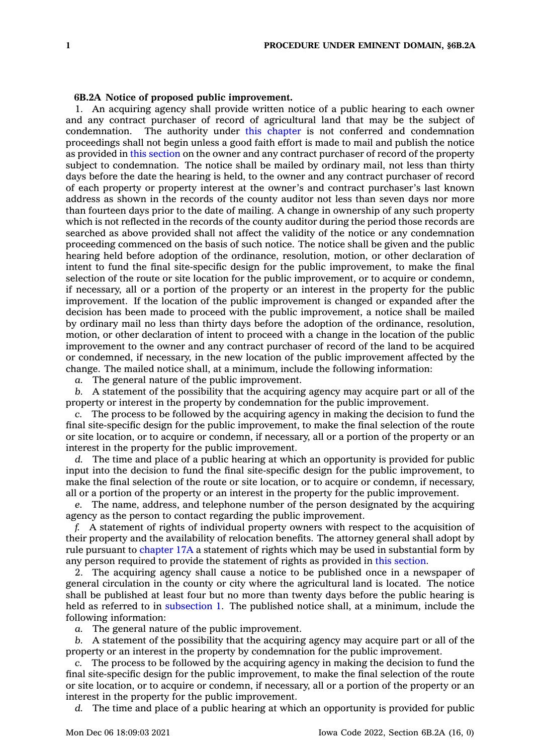**6B.2A Notice of proposed public improvement.**

1. An acquiring agency shall provide written notice of a public hearing to each owner and any contract purchaser of record of agricultural land that may be the subject of condemnation. The authority under this chapter is not conferred and condemnation proceedings shall not begin unless a good faith effort is made to mail and publish the notice as provided in this section on the owner and any contract purchaser of record of the property subject to condemnation. The notice shall be mailed by ordinary mail, not less than thirty days before the date the hearing is held, to the owner and any contract purchaser of record of each property or property interest at the owner's and contract purchaser's last known address as shown in the records of the county auditor not less than seven days nor more than fourteen days prior to the date of mailing. A change in ownership of any such property which is not reflected in the records of the county auditor during the period those records are searched as above provided shall not affect the validity of the notice or any condemnation proceeding commenced on the basis of such notice. The notice shall be given and the public hearing held before adoption of the ordinance, resolution, motion, or other declaration of intent to fund the final site-specific design for the public improvement, to make the final selection of the route or site location for the public improvement, or to acquire or condemn, if necessary, all or a portion of the property or an interest in the property for the public improvement. If the location of the public improvement is changed or expanded after the decision has been made to proceed with the public improvement, a notice shall be mailed by ordinary mail no less than thirty days before the adoption of the ordinance, resolution, motion, or other declaration of intent to proceed with a change in the location of the public improvement to the owner and any contract purchaser of record of the land to be acquired or condemned, if necessary, in the new location of the public improvement affected by the change. The mailed notice shall, at a minimum, include the following information:

*a.* The general nature of the public improvement.

*b.* A statement of the possibility that the acquiring agency may acquire part or all of the property or interest in the property by condemnation for the public improvement.

*c.* The process to be followed by the acquiring agency in making the decision to fund the final site-specific design for the public improvement, to make the final selection of the route or site location, or to acquire or condemn, if necessary, all or a portion of the property or an interest in the property for the public improvement.

*d.* The time and place of a public hearing at which an opportunity is provided for public input into the decision to fund the final site-specific design for the public improvement, to make the final selection of the route or site location, or to acquire or condemn, if necessary, all or a portion of the property or an interest in the property for the public improvement.

*e.* The name, address, and telephone number of the person designated by the acquiring agency as the person to contact regarding the public improvement.

*f.* A statement of rights of individual property owners with respect to the acquisition of their property and the availability of relocation benefits. The attorney general shall adopt by rule pursuant to chapter 17A a statement of rights which may be used in substantial form by any person required to provide the statement of rights as provided in this section.

2. The acquiring agency shall cause a notice to be published once in a newspaper of general circulation in the county or city where the agricultural land is located. The notice shall be published at least four but no more than twenty days before the public hearing is held as referred to in subsection 1. The published notice shall, at a minimum, include the following information:

*a.* The general nature of the public improvement.

*b.* A statement of the possibility that the acquiring agency may acquire part or all of the property or an interest in the property by condemnation for the public improvement.

*c.* The process to be followed by the acquiring agency in making the decision to fund the final site-specific design for the public improvement, to make the final selection of the route or site location, or to acquire or condemn, if necessary, all or a portion of the property or an interest in the property for the public improvement.

*d.* The time and place of a public hearing at which an opportunity is provided for public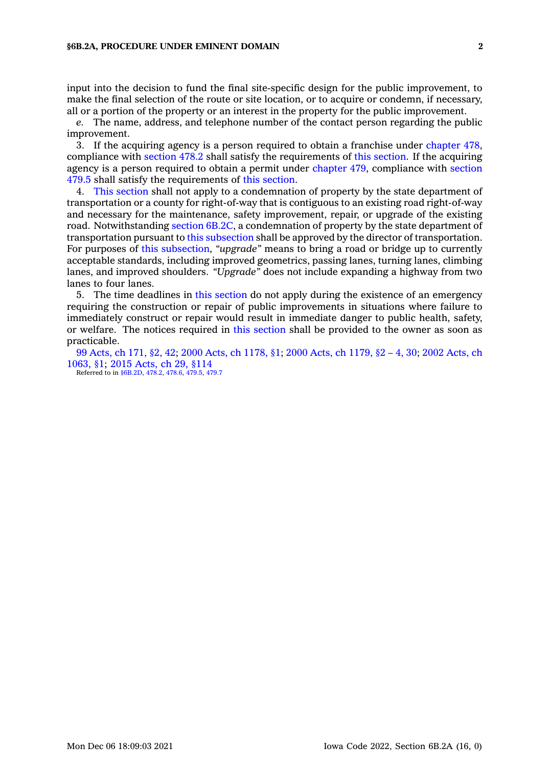input into the decision to fund the final site-specific design for the public improvement, to make the final selection of the route or site location, or to acquire or condemn, if necessary, all or a portion of the property or an interest in the property for the public improvement.

*e.* The name, address, and telephone number of the contact person regarding the public improvement.

3. If the acquiring agency is a person required to obtain a franchise under chapter 478, compliance with section 478.2 shall satisfy the requirements of this section. If the acquiring agency is a person required to obtain a permit under chapter 479, compliance with section 479.5 shall satisfy the requirements of this section.

4. This section shall not apply to a condemnation of property by the state department of transportation or a county for right-of-way that is contiguous to an existing road right-of-way and necessary for the maintenance, safety improvement, repair, or upgrade of the existing road. Notwithstanding section 6B.2C, a condemnation of property by the state department of transportation pursuant to this subsection shall be approved by the director of transportation. For purposes of this subsection, *"upgrade"* means to bring a road or bridge up to currently acceptable standards, including improved geometrics, passing lanes, turning lanes, climbing lanes, and improved shoulders. *"Upgrade"* does not include expanding a highway from two lanes to four lanes.

5. The time deadlines in this section do not apply during the existence of an emergency requiring the construction or repair of public improvements in situations where failure to immediately construct or repair would result in immediate danger to public health, safety, or welfare. The notices required in this section shall be provided to the owner as soon as practicable.

99 Acts, ch 171, §2, 42; 2000 Acts, ch 1178, §1; 2000 Acts, ch 1179, §2 – 4, 30; 2002 Acts, ch 1063, §1; 2015 Acts, ch 29, §114

Referred to in §6B.2D, 478.2, 478.6, 479.5, 479.7